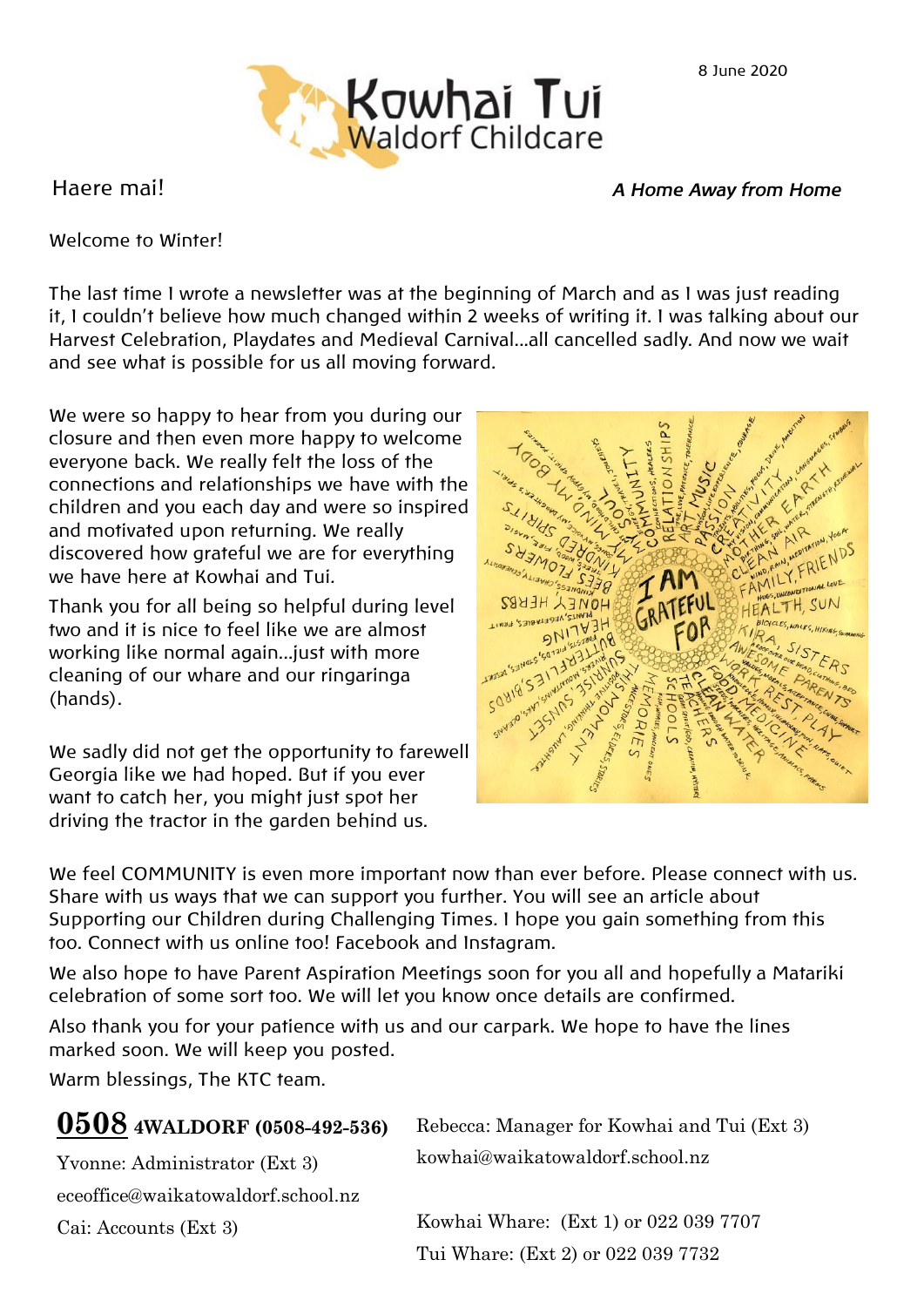8 June 2020

# Kowhai Tui
## Waldorf Childcare

Haere mai!

***A Home Away from Home***

Welcome to Winter!

The last time I wrote a newsletter was at the beginning of March and as I was just reading it, I couldn't believe how much changed within 2 weeks of writing it. I was talking about our Harvest Celebration, Playdates and Medieval Carnival…all cancelled sadly. And now we wait and see what is possible for us all moving forward.

We were so happy to hear from you during our closure and then even more happy to welcome everyone back. We really felt the loss of the connections and relationships we have with the children and you each day and were so inspired and motivated upon returning. We really discovered how grateful we are for everything we have here at Kowhai and Tui.

Thank you for all being so helpful during level two and it is nice to feel like we are almost working like normal again…just with more cleaning of our whare and our ringaringa (hands).

We sadly did not get the opportunity to farewell Georgia like we had hoped. But if you ever want to catch her, you might just spot her driving the tractor in the garden behind us.

We feel COMMUNITY is even more important now than ever before. Please connect with us. Share with us ways that we can support you further. You will see an article about Supporting our Children during Challenging Times. I hope you gain something from this too. Connect with us online too! Facebook and Instagram.

We also hope to have Parent Aspiration Meetings soon for you all and hopefully a Matariki celebration of some sort too. We will let you know once details are confirmed.

Also thank you for your patience with us and our carpark. We hope to have the lines marked soon. We will keep you posted.

Warm blessings, The KTC team.

**0508 4WALDORF (0508-492-536)**

Yvonne: Administrator (Ext 3)
eceoffice@waikatowaldorf.school.nz

Cai: Accounts (Ext 3)

Rebecca: Manager for Kowhai and Tui (Ext 3)
kowhai@waikatowaldorf.school.nz

Kowhai Whare: (Ext 1) or 022 039 7707
Tui Whare: (Ext 2) or 022 039 7732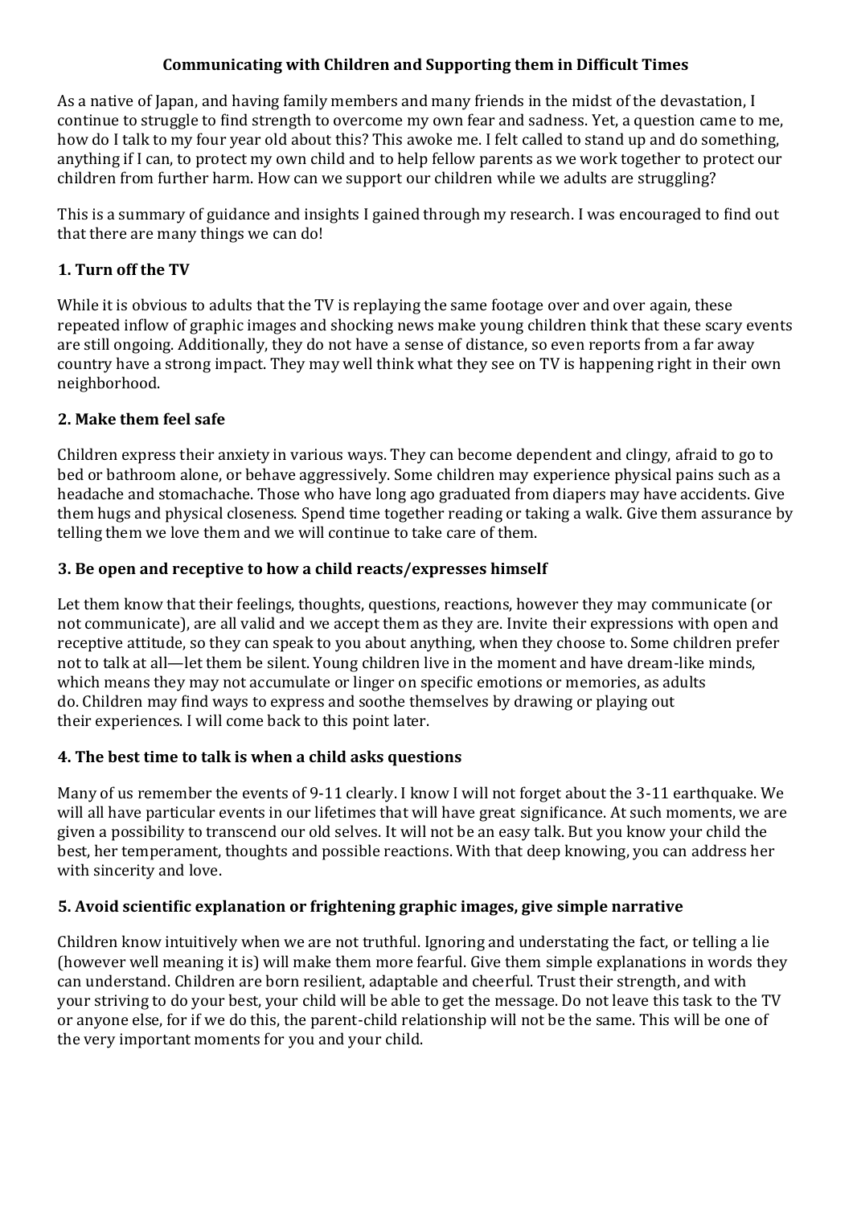## Communicating with Children and Supporting them in Difficult Times

As a native of Japan, and having family members and many friends in the midst of the devastation, I continue to struggle to find strength to overcome my own fear and sadness. Yet, a question came to me, how do I talk to my four year old about this? This awoke me. I felt called to stand up and do something, anything if I can, to protect my own child and to help fellow parents as we work together to protect our children from further harm. How can we support our children while we adults are struggling?

This is a summary of guidance and insights I gained through my research. I was encouraged to find out that there are many things we can do!

### 1. Turn off the TV

While it is obvious to adults that the TV is replaying the same footage over and over again, these repeated inflow of graphic images and shocking news make young children think that these scary events are still ongoing. Additionally, they do not have a sense of distance, so even reports from a far away country have a strong impact. They may well think what they see on TV is happening right in their own neighborhood.

### 2. Make them feel safe

Children express their anxiety in various ways. They can become dependent and clingy, afraid to go to bed or bathroom alone, or behave aggressively. Some children may experience physical pains such as a headache and stomachache. Those who have long ago graduated from diapers may have accidents. Give them hugs and physical closeness. Spend time together reading or taking a walk. Give them assurance by telling them we love them and we will continue to take care of them.

### 3. Be open and receptive to how a child reacts/expresses himself

Let them know that their feelings, thoughts, questions, reactions, however they may communicate (or not communicate), are all valid and we accept them as they are. Invite their expressions with open and receptive attitude, so they can speak to you about anything, when they choose to. Some children prefer not to talk at all—let them be silent. Young children live in the moment and have dream-like minds, which means they may not accumulate or linger on specific emotions or memories, as adults do. Children may find ways to express and soothe themselves by drawing or playing out their experiences. I will come back to this point later.

### 4. The best time to talk is when a child asks questions

Many of us remember the events of 9-11 clearly. I know I will not forget about the 3-11 earthquake. We will all have particular events in our lifetimes that will have great significance. At such moments, we are given a possibility to transcend our old selves. It will not be an easy talk. But you know your child the best, her temperament, thoughts and possible reactions. With that deep knowing, you can address her with sincerity and love.

### 5. Avoid scientific explanation or frightening graphic images, give simple narrative

Children know intuitively when we are not truthful. Ignoring and understating the fact, or telling a lie (however well meaning it is) will make them more fearful. Give them simple explanations in words they can understand. Children are born resilient, adaptable and cheerful. Trust their strength, and with your striving to do your best, your child will be able to get the message. Do not leave this task to the TV or anyone else, for if we do this, the parent-child relationship will not be the same. This will be one of the very important moments for you and your child.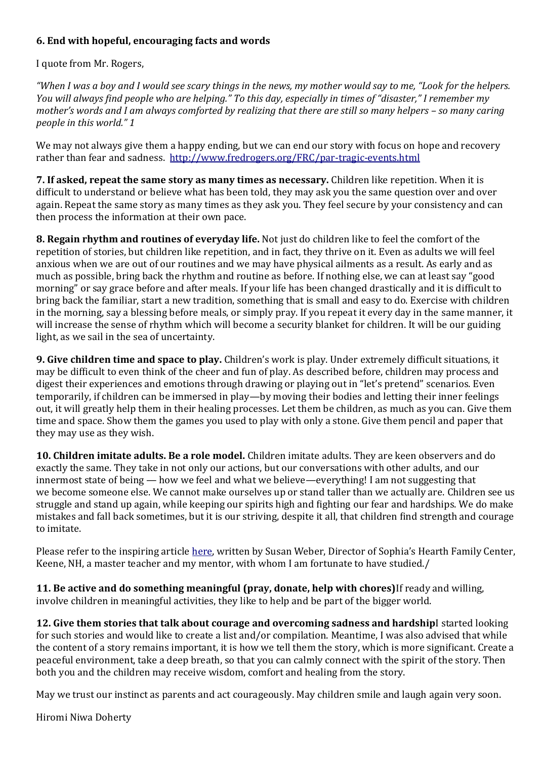**6. End with hopeful, encouraging facts and words**

I quote from Mr. Rogers,

*"When I was a boy and I would see scary things in the news, my mother would say to me, "Look for the helpers. You will always find people who are helping." To this day, especially in times of "disaster," I remember my mother's words and I am always comforted by realizing that there are still so many helpers – so many caring people in this world." 1*

We may not always give them a happy ending, but we can end our story with focus on hope and recovery rather than fear and sadness. http://www.fredrogers.org/FRC/par-tragic-events.html

**7. If asked, repeat the same story as many times as necessary.** Children like repetition. When it is difficult to understand or believe what has been told, they may ask you the same question over and over again. Repeat the same story as many times as they ask you. They feel secure by your consistency and can then process the information at their own pace.

**8. Regain rhythm and routines of everyday life.** Not just do children like to feel the comfort of the repetition of stories, but children like repetition, and in fact, they thrive on it. Even as adults we will feel anxious when we are out of our routines and we may have physical ailments as a result. As early and as much as possible, bring back the rhythm and routine as before. If nothing else, we can at least say "good morning" or say grace before and after meals. If your life has been changed drastically and it is difficult to bring back the familiar, start a new tradition, something that is small and easy to do. Exercise with children in the morning, say a blessing before meals, or simply pray. If you repeat it every day in the same manner, it will increase the sense of rhythm which will become a security blanket for children. It will be our guiding light, as we sail in the sea of uncertainty.

**9. Give children time and space to play.** Children's work is play. Under extremely difficult situations, it may be difficult to even think of the cheer and fun of play. As described before, children may process and digest their experiences and emotions through drawing or playing out in "let's pretend" scenarios. Even temporarily, if children can be immersed in play—by moving their bodies and letting their inner feelings out, it will greatly help them in their healing processes. Let them be children, as much as you can. Give them time and space. Show them the games you used to play with only a stone. Give them pencil and paper that they may use as they wish.

**10. Children imitate adults. Be a role model.** Children imitate adults. They are keen observers and do exactly the same. They take in not only our actions, but our conversations with other adults, and our innermost state of being — how we feel and what we believe—everything! I am not suggesting that we become someone else. We cannot make ourselves up or stand taller than we actually are. Children see us struggle and stand up again, while keeping our spirits high and fighting our fear and hardships. We do make mistakes and fall back sometimes, but it is our striving, despite it all, that children find strength and courage to imitate.

Please refer to the inspiring article here, written by Susan Weber, Director of Sophia's Hearth Family Center, Keene, NH, a master teacher and my mentor, with whom I am fortunate to have studied./

**11. Be active and do something meaningful (pray, donate, help with chores)**If ready and willing, involve children in meaningful activities, they like to help and be part of the bigger world.

**12. Give them stories that talk about courage and overcoming sadness and hardship**I started looking for such stories and would like to create a list and/or compilation. Meantime, I was also advised that while the content of a story remains important, it is how we tell them the story, which is more significant. Create a peaceful environment, take a deep breath, so that you can calmly connect with the spirit of the story. Then both you and the children may receive wisdom, comfort and healing from the story.

May we trust our instinct as parents and act courageously. May children smile and laugh again very soon.

Hiromi Niwa Doherty